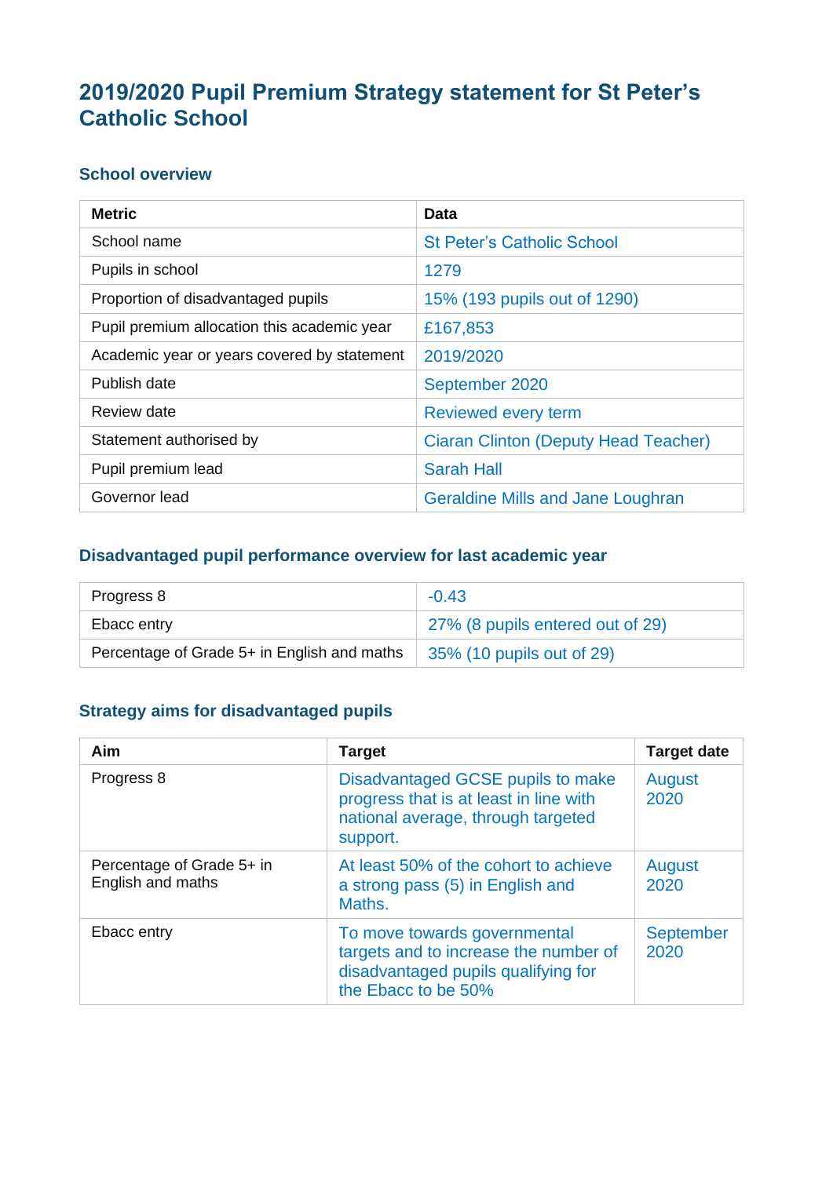# 2019/2020 Pupil Premium Strategy statement for St Peter's Catholic School

## School overview

| Metric | Data |
| --- | --- |
| School name | St Peter's Catholic School |
| Pupils in school | 1279 |
| Proportion of disadvantaged pupils | 15% (193 pupils out of 1290) |
| Pupil premium allocation this academic year | £167,853 |
| Academic year or years covered by statement | 2019/2020 |
| Publish date | September 2020 |
| Review date | Reviewed every term |
| Statement authorised by | Ciaran Clinton (Deputy Head Teacher) |
| Pupil premium lead | Sarah Hall |
| Governor lead | Geraldine Mills and Jane Loughran |

## Disadvantaged pupil performance overview for last academic year

| | |
| --- | --- |
| Progress 8 | -0.43 |
| Ebacc entry | 27% (8 pupils entered out of 29) |
| Percentage of Grade 5+ in English and maths | 35% (10 pupils out of 29) |

## Strategy aims for disadvantaged pupils

| Aim | Target | Target date |
| --- | --- | --- |
| Progress 8 | Disadvantaged GCSE pupils to make progress that is at least in line with national average, through targeted support. | August 2020 |
| Percentage of Grade 5+ in English and maths | At least 50% of the cohort to achieve a strong pass (5) in English and Maths. | August 2020 |
| Ebacc entry | To move towards governmental targets and to increase the number of disadvantaged pupils qualifying for the Ebacc to be 50% | September 2020 |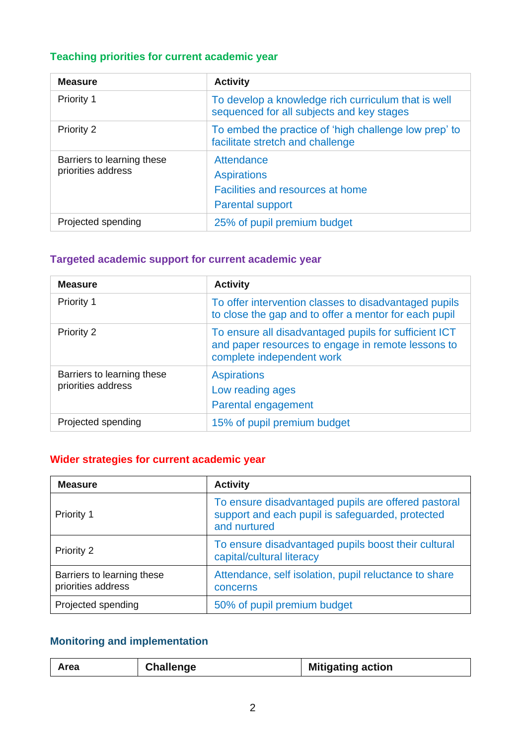## Teaching priorities for current academic year

| Measure | Activity |
|---|---|
| Priority 1 | To develop a knowledge rich curriculum that is well sequenced for all subjects and key stages |
| Priority 2 | To embed the practice of 'high challenge low prep' to facilitate stretch and challenge |
| Barriers to learning these priorities address | Attendance<br>Aspirations<br>Facilities and resources at home<br>Parental support |
| Projected spending | 25% of pupil premium budget |

## Targeted academic support for current academic year

| Measure | Activity |
|---|---|
| Priority 1 | To offer intervention classes to disadvantaged pupils to close the gap and to offer a mentor for each pupil |
| Priority 2 | To ensure all disadvantaged pupils for sufficient ICT and paper resources to engage in remote lessons to complete independent work |
| Barriers to learning these priorities address | Aspirations<br>Low reading ages<br>Parental engagement |
| Projected spending | 15% of pupil premium budget |

## Wider strategies for current academic year

| Measure | Activity |
|---|---|
| Priority 1 | To ensure disadvantaged pupils are offered pastoral support and each pupil is safeguarded, protected and nurtured |
| Priority 2 | To ensure disadvantaged pupils boost their cultural capital/cultural literacy |
| Barriers to learning these priorities address | Attendance, self isolation, pupil reluctance to share concerns |
| Projected spending | 50% of pupil premium budget |

## Monitoring and implementation

| Area | Challenge | Mitigating action |
|---|---|---|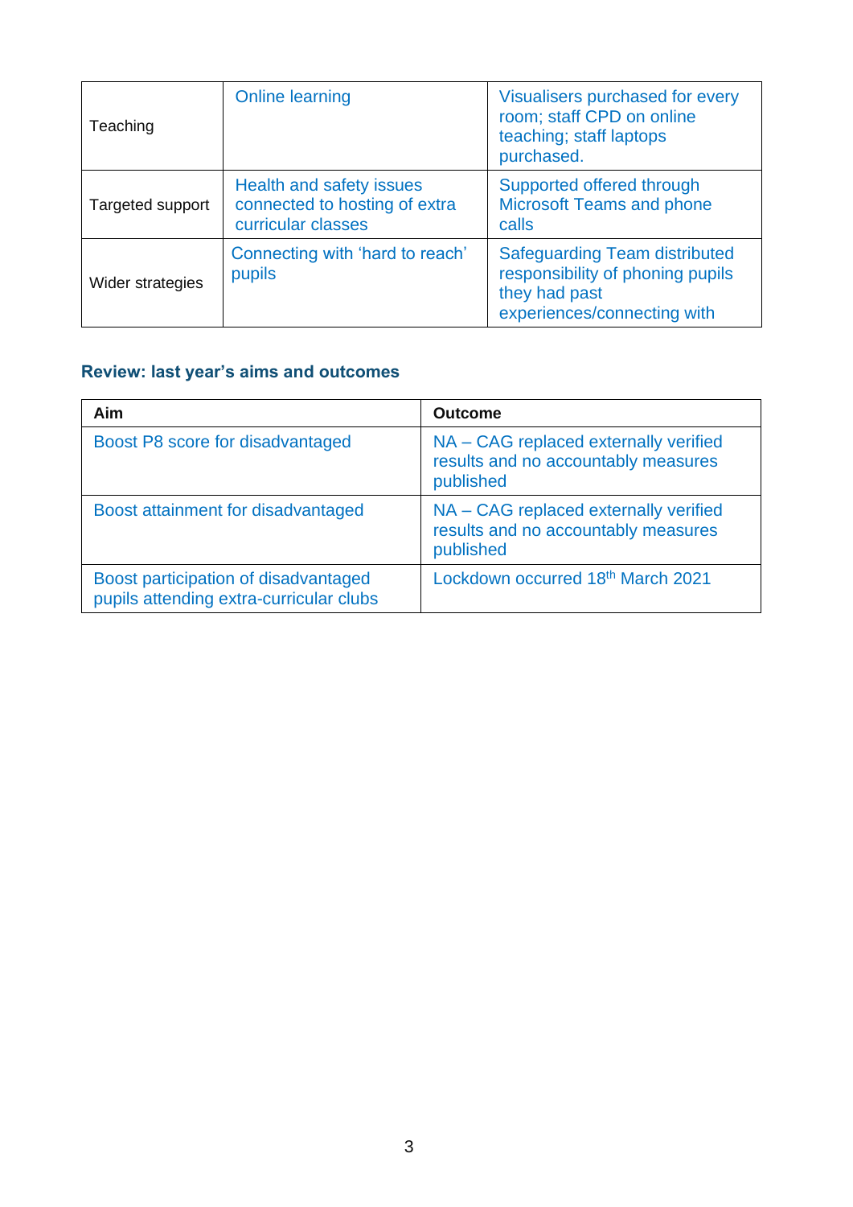| | | |
|---|---|---|
| Teaching | Online learning | Visualisers purchased for every room; staff CPD on online teaching; staff laptops purchased. |
| Targeted support | Health and safety issues connected to hosting of extra curricular classes | Supported offered through Microsoft Teams and phone calls |
| Wider strategies | Connecting with 'hard to reach' pupils | Safeguarding Team distributed responsibility of phoning pupils they had past experiences/connecting with |

## Review: last year's aims and outcomes

| Aim | Outcome |
|---|---|
| Boost P8 score for disadvantaged | NA – CAG replaced externally verified results and no accountably measures published |
| Boost attainment for disadvantaged | NA – CAG replaced externally verified results and no accountably measures published |
| Boost participation of disadvantaged pupils attending extra-curricular clubs | Lockdown occurred 18th March 2021 |